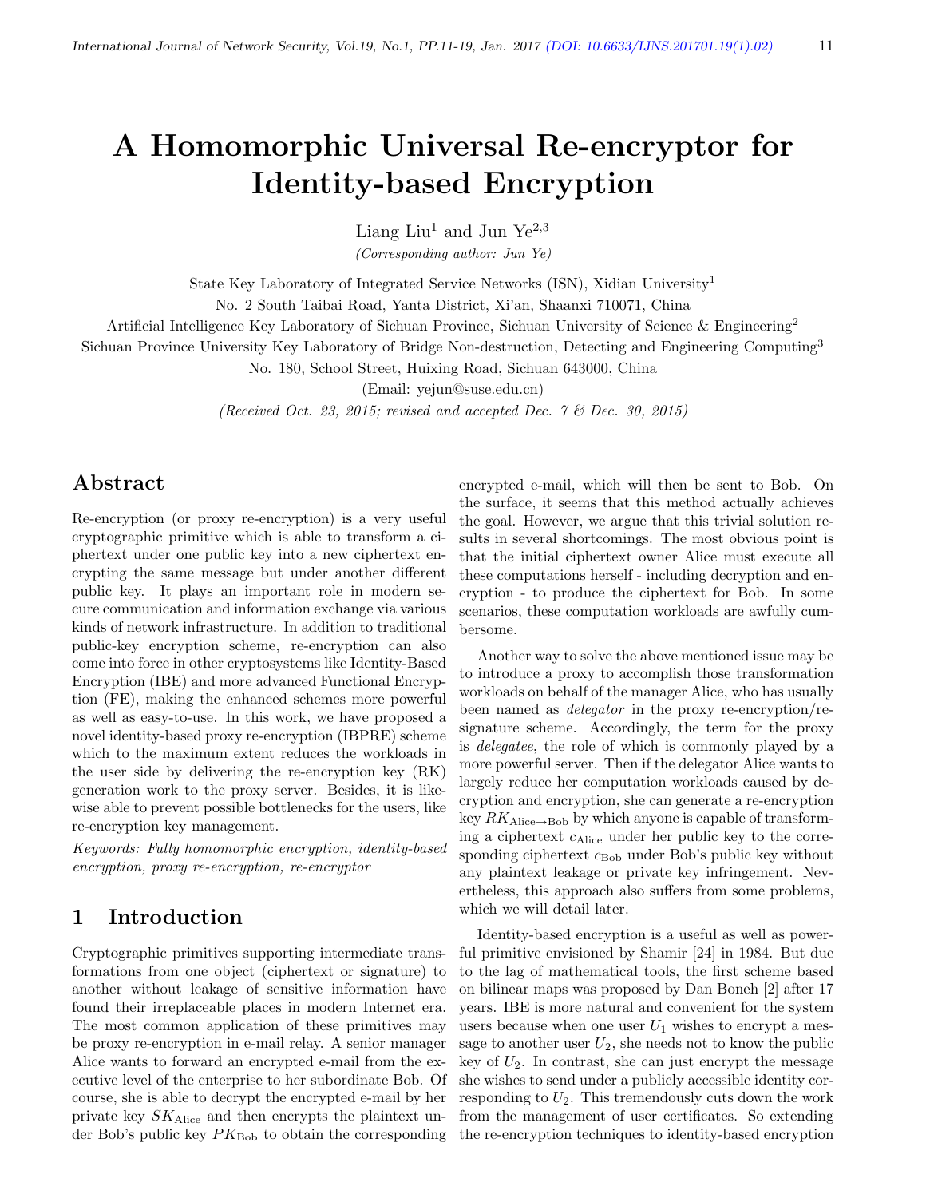# A Homomorphic Universal Re-encryptor for Identity-based Encryption

Liang Liu[1] and Jun Ye[2,3]

*(Corresponding author: Jun Ye)*

State Key Laboratory of Integrated Service Networks (ISN), Xidian University[1]

No. 2 South Taibai Road, Yanta District, Xi'an, Shaanxi 710071, China

Artificial Intelligence Key Laboratory of Sichuan Province, Sichuan University of Science & Engineering[2]

Sichuan Province University Key Laboratory of Bridge Non-destruction, Detecting and Engineering Computing[3]

No. 180, School Street, Huixing Road, Sichuan 643000, China

(Email: yejun@suse.edu.cn)

*(Received Oct. 23, 2015; revised and accepted Dec. 7 & Dec. 30, 2015)*

## Abstract

Re-encryption (or proxy re-encryption) is a very useful cryptographic primitive which is able to transform a ciphertext under one public key into a new ciphertext encrypting the same message but under another different public key. It plays an important role in modern secure communication and information exchange via various kinds of network infrastructure. In addition to traditional public-key encryption scheme, re-encryption can also come into force in other cryptosystems like Identity-Based Encryption (IBE) and more advanced Functional Encryption (FE), making the enhanced schemes more powerful as well as easy-to-use. In this work, we have proposed a novel identity-based proxy re-encryption (IBPRE) scheme which to the maximum extent reduces the workloads in the user side by delivering the re-encryption key (RK) generation work to the proxy server. Besides, it is likewise able to prevent possible bottlenecks for the users, like re-encryption key management.

*Keywords: Fully homomorphic encryption, identity-based encryption, proxy re-encryption, re-encryptor*

## 1 Introduction

Cryptographic primitives supporting intermediate transformations from one object (ciphertext or signature) to another without leakage of sensitive information have found their irreplaceable places in modern Internet era. The most common application of these primitives may be proxy re-encryption in e-mail relay. A senior manager Alice wants to forward an encrypted e-mail from the executive level of the enterprise to her subordinate Bob. Of course, she is able to decrypt the encrypted e-mail by her private key $SK_{\text{Alice}}$ and then encrypts the plaintext under Bob's public key $PK_{\text{Bob}}$ to obtain the corresponding encrypted e-mail, which will then be sent to Bob. On the surface, it seems that this method actually achieves the goal. However, we argue that this trivial solution results in several shortcomings. The most obvious point is that the initial ciphertext owner Alice must execute all these computations herself - including decryption and encryption - to produce the ciphertext for Bob. In some scenarios, these computation workloads are awfully cumbersome.

Another way to solve the above mentioned issue may be to introduce a proxy to accomplish those transformation workloads on behalf of the manager Alice, who has usually been named as *delegator* in the proxy re-encryption/re-signature scheme. Accordingly, the term for the proxy is *delegatee*, the role of which is commonly played by a more powerful server. Then if the delegator Alice wants to largely reduce her computation workloads caused by decryption and encryption, she can generate a re-encryption key $RK_{\text{Alice}\to\text{Bob}}$ by which anyone is capable of transforming a ciphertext $c_{\text{Alice}}$ under her public key to the corresponding ciphertext $c_{\text{Bob}}$ under Bob's public key without any plaintext leakage or private key infringement. Nevertheless, this approach also suffers from some problems, which we will detail later.

Identity-based encryption is a useful as well as powerful primitive envisioned by Shamir [24] in 1984. But due to the lag of mathematical tools, the first scheme based on bilinear maps was proposed by Dan Boneh [2] after 17 years. IBE is more natural and convenient for the system users because when one user $U_1$ wishes to encrypt a message to another user $U_2$, she needs not to know the public key of $U_2$. In contrast, she can just encrypt the message she wishes to send under a publicly accessible identity corresponding to $U_2$. This tremendously cuts down the work from the management of user certificates. So extending the re-encryption techniques to identity-based encryption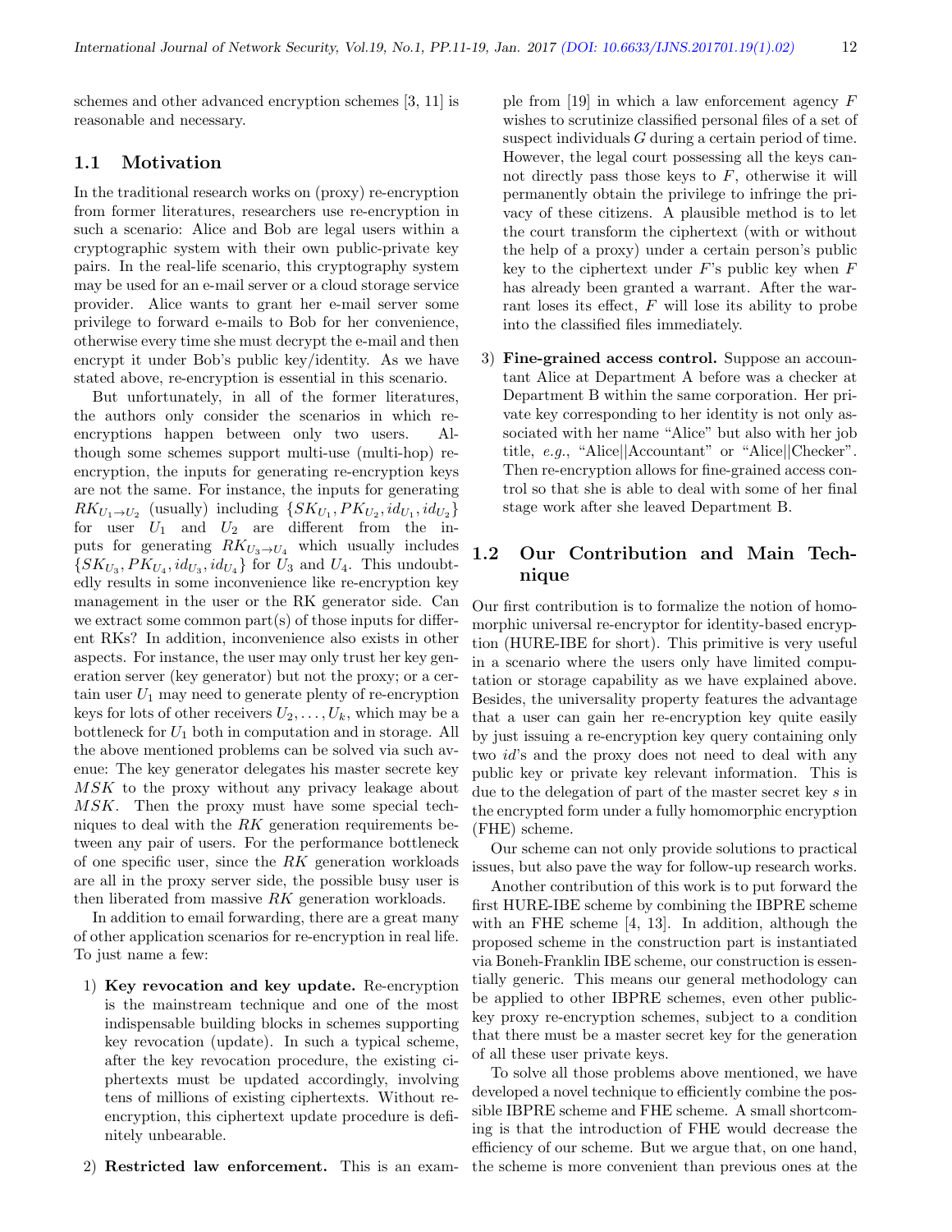schemes and other advanced encryption schemes [3, 11] is reasonable and necessary.

### 1.1 Motivation

In the traditional research works on (proxy) re-encryption from former literatures, researchers use re-encryption in such a scenario: Alice and Bob are legal users within a cryptographic system with their own public-private key pairs. In the real-life scenario, this cryptography system may be used for an e-mail server or a cloud storage service provider. Alice wants to grant her e-mail server some privilege to forward e-mails to Bob for her convenience, otherwise every time she must decrypt the e-mail and then encrypt it under Bob's public key/identity. As we have stated above, re-encryption is essential in this scenario.

But unfortunately, in all of the former literatures, the authors only consider the scenarios in which re-encryptions happen between only two users. Although some schemes support multi-use (multi-hop) re-encryption, the inputs for generating re-encryption keys are not the same. For instance, the inputs for generating $RK_{U_1 \to U_2}$ (usually) including $\{SK_{U_1}, PK_{U_2}, id_{U_1}, id_{U_2}\}$ for user $U_1$ and $U_2$ are different from the inputs for generating $RK_{U_3 \to U_4}$ which usually includes $\{SK_{U_3}, PK_{U_4}, id_{U_3}, id_{U_4}\}$ for $U_3$ and $U_4$. This undoubtedly results in some inconvenience like re-encryption key management in the user or the RK generator side. Can we extract some common part(s) of those inputs for different RKs? In addition, inconvenience also exists in other aspects. For instance, the user may only trust her key generation server (key generator) but not the proxy; or a certain user $U_1$ may need to generate plenty of re-encryption keys for lots of other receivers $U_2, \ldots, U_k$, which may be a bottleneck for $U_1$ both in computation and in storage. All the above mentioned problems can be solved via such avenue: The key generator delegates his master secrete key $MSK$ to the proxy without any privacy leakage about $MSK$. Then the proxy must have some special techniques to deal with the $RK$ generation requirements between any pair of users. For the performance bottleneck of one specific user, since the $RK$ generation workloads are all in the proxy server side, the possible busy user is then liberated from massive $RK$ generation workloads.

In addition to email forwarding, there are a great many of other application scenarios for re-encryption in real life. To just name a few:

1) **Key revocation and key update.** Re-encryption is the mainstream technique and one of the most indispensable building blocks in schemes supporting key revocation (update). In such a typical scheme, after the key revocation procedure, the existing ciphertexts must be updated accordingly, involving tens of millions of existing ciphertexts. Without re-encryption, this ciphertext update procedure is definitely unbearable.

2) **Restricted law enforcement.** This is an example from [19] in which a law enforcement agency $F$ wishes to scrutinize classified personal files of a set of suspect individuals $G$ during a certain period of time. However, the legal court possessing all the keys cannot directly pass those keys to $F$, otherwise it will permanently obtain the privilege to infringe the privacy of these citizens. A plausible method is to let the court transform the ciphertext (with or without the help of a proxy) under a certain person's public key to the ciphertext under $F$'s public key when $F$ has already been granted a warrant. After the warrant loses its effect, $F$ will lose its ability to probe into the classified files immediately.

3) **Fine-grained access control.** Suppose an accountant Alice at Department A before was a checker at Department B within the same corporation. Her private key corresponding to her identity is not only associated with her name "Alice" but also with her job title, *e.g.*, "Alice||Accountant" or "Alice||Checker". Then re-encryption allows for fine-grained access control so that she is able to deal with some of her final stage work after she leaved Department B.

### 1.2 Our Contribution and Main Technique

Our first contribution is to formalize the notion of homomorphic universal re-encryptor for identity-based encryption (HURE-IBE for short). This primitive is very useful in a scenario where the users only have limited computation or storage capability as we have explained above. Besides, the universality property features the advantage that a user can gain her re-encryption key quite easily by just issuing a re-encryption key query containing only two $id$'s and the proxy does not need to deal with any public key or private key relevant information. This is due to the delegation of part of the master secret key $s$ in the encrypted form under a fully homomorphic encryption (FHE) scheme.

Our scheme can not only provide solutions to practical issues, but also pave the way for follow-up research works.

Another contribution of this work is to put forward the first HURE-IBE scheme by combining the IBPRE scheme with an FHE scheme [4, 13]. In addition, although the proposed scheme in the construction part is instantiated via Boneh-Franklin IBE scheme, our construction is essentially generic. This means our general methodology can be applied to other IBPRE schemes, even other public-key proxy re-encryption schemes, subject to a condition that there must be a master secret key for the generation of all these user private keys.

To solve all those problems above mentioned, we have developed a novel technique to efficiently combine the possible IBPRE scheme and FHE scheme. A small shortcoming is that the introduction of FHE would decrease the efficiency of our scheme. But we argue that, on one hand, the scheme is more convenient than previous ones at the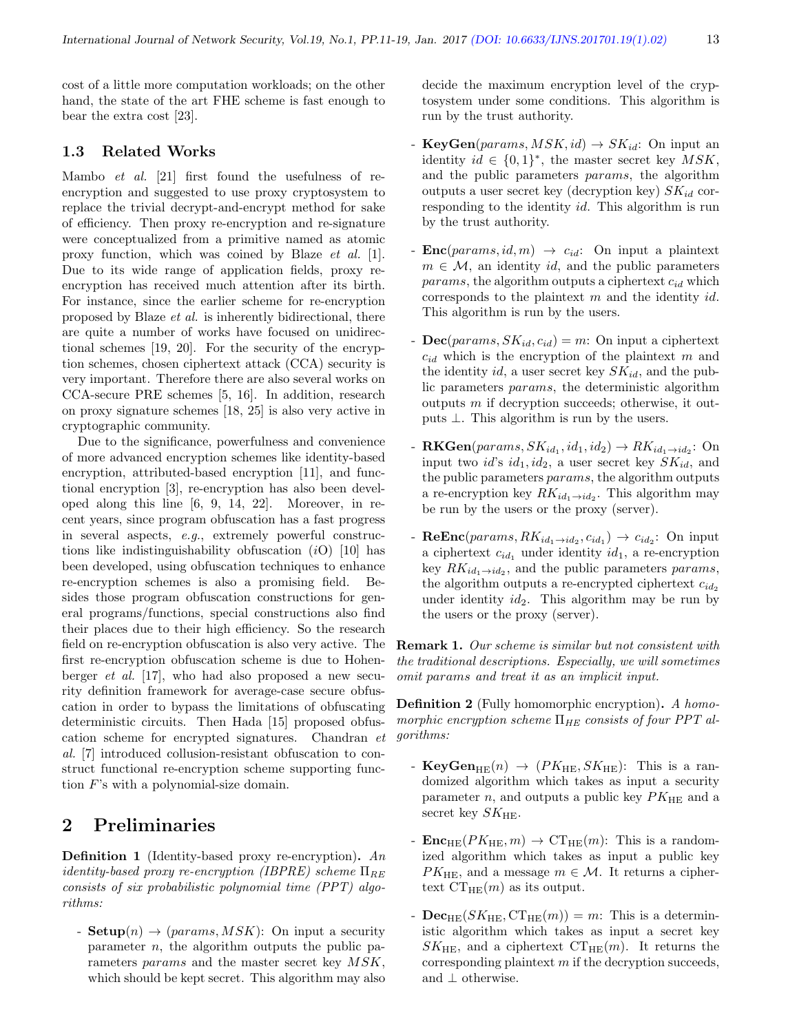cost of a little more computation workloads; on the other hand, the state of the art FHE scheme is fast enough to bear the extra cost [23].

### 1.3 Related Works

Mambo *et al.* [21] first found the usefulness of re-encryption and suggested to use proxy cryptosystem to replace the trivial decrypt-and-encrypt method for sake of efficiency. Then proxy re-encryption and re-signature were conceptualized from a primitive named as atomic proxy function, which was coined by Blaze *et al.* [1]. Due to its wide range of application fields, proxy re-encryption has received much attention after its birth. For instance, since the earlier scheme for re-encryption proposed by Blaze *et al.* is inherently bidirectional, there are quite a number of works have focused on unidirectional schemes [19, 20]. For the security of the encryption schemes, chosen ciphertext attack (CCA) security is very important. Therefore there are also several works on CCA-secure PRE schemes [5, 16]. In addition, research on proxy signature schemes [18, 25] is also very active in cryptographic community.

Due to the significance, powerfulness and convenience of more advanced encryption schemes like identity-based encryption, attributed-based encryption [11], and functional encryption [3], re-encryption has also been developed along this line [6, 9, 14, 22]. Moreover, in recent years, since program obfuscation has a fast progress in several aspects, *e.g.*, extremely powerful constructions like indistinguishability obfuscation ($i$O) [10] has been developed, using obfuscation techniques to enhance re-encryption schemes is also a promising field. Besides those program obfuscation constructions for general programs/functions, special constructions also find their places due to their high efficiency. So the research field on re-encryption obfuscation is also very active. The first re-encryption obfuscation scheme is due to Hohenberger *et al.* [17], who had also proposed a new security definition framework for average-case secure obfuscation in order to bypass the limitations of obfuscating deterministic circuits. Then Hada [15] proposed obfuscation scheme for encrypted signatures. Chandran *et al.* [7] introduced collusion-resistant obfuscation to construct functional re-encryption scheme supporting function $F$'s with a polynomial-size domain.

## 2 Preliminaries

**Definition 1** (Identity-based proxy re-encryption). *An identity-based proxy re-encryption (IBPRE) scheme $\Pi_{RE}$ consists of six probabilistic polynomial time (PPT) algorithms:*

- **Setup**$(n) \to (params, MSK)$: On input a security parameter $n$, the algorithm outputs the public parameters $params$ and the master secret key $MSK$, which should be kept secret. This algorithm may also decide the maximum encryption level of the cryptosystem under some conditions. This algorithm is run by the trust authority.

- **KeyGen**$(params, MSK, id) \to SK_{id}$: On input an identity $id \in \{0,1\}^*$, the master secret key $MSK$, and the public parameters $params$, the algorithm outputs a user secret key (decryption key) $SK_{id}$ corresponding to the identity $id$. This algorithm is run by the trust authority.

- **Enc**$(params, id, m) \to c_{id}$: On input a plaintext $m \in \mathcal{M}$, an identity $id$, and the public parameters $params$, the algorithm outputs a ciphertext $c_{id}$ which corresponds to the plaintext $m$ and the identity $id$. This algorithm is run by the users.

- **Dec**$(params, SK_{id}, c_{id}) = m$: On input a ciphertext $c_{id}$ which is the encryption of the plaintext $m$ and the identity $id$, a user secret key $SK_{id}$, and the public parameters $params$, the deterministic algorithm outputs $m$ if decryption succeeds; otherwise, it outputs $\perp$. This algorithm is run by the users.

- **RKGen**$(params, SK_{id_1}, id_1, id_2) \to RK_{id_1 \to id_2}$: On input two $id$'s $id_1, id_2$, a user secret key $SK_{id}$, and the public parameters $params$, the algorithm outputs a re-encryption key $RK_{id_1 \to id_2}$. This algorithm may be run by the users or the proxy (server).

- **ReEnc**$(params, RK_{id_1 \to id_2}, c_{id_1}) \to c_{id_2}$: On input a ciphertext $c_{id_1}$ under identity $id_1$, a re-encryption key $RK_{id_1 \to id_2}$, and the public parameters $params$, the algorithm outputs a re-encrypted ciphertext $c_{id_2}$ under identity $id_2$. This algorithm may be run by the users or the proxy (server).

**Remark 1.** *Our scheme is similar but not consistent with the traditional descriptions. Especially, we will sometimes omit params and treat it as an implicit input.*

**Definition 2** (Fully homomorphic encryption). *A homomorphic encryption scheme $\Pi_{HE}$ consists of four PPT algorithms:*

- $\textbf{KeyGen}_{\text{HE}}(n) \to (PK_{\text{HE}}, SK_{\text{HE}})$: This is a randomized algorithm which takes as input a security parameter $n$, and outputs a public key $PK_{\text{HE}}$ and a secret key $SK_{\text{HE}}$.

- $\textbf{Enc}_{\text{HE}}(PK_{\text{HE}}, m) \to \text{CT}_{\text{HE}}(m)$: This is a randomized algorithm which takes as input a public key $PK_{\text{HE}}$, and a message $m \in \mathcal{M}$. It returns a ciphertext $\text{CT}_{\text{HE}}(m)$ as its output.

- $\textbf{Dec}_{\text{HE}}(SK_{\text{HE}}, \text{CT}_{\text{HE}}(m)) = m$: This is a deterministic algorithm which takes as input a secret key $SK_{\text{HE}}$, and a ciphertext $\text{CT}_{\text{HE}}(m)$. It returns the corresponding plaintext $m$ if the decryption succeeds, and $\perp$ otherwise.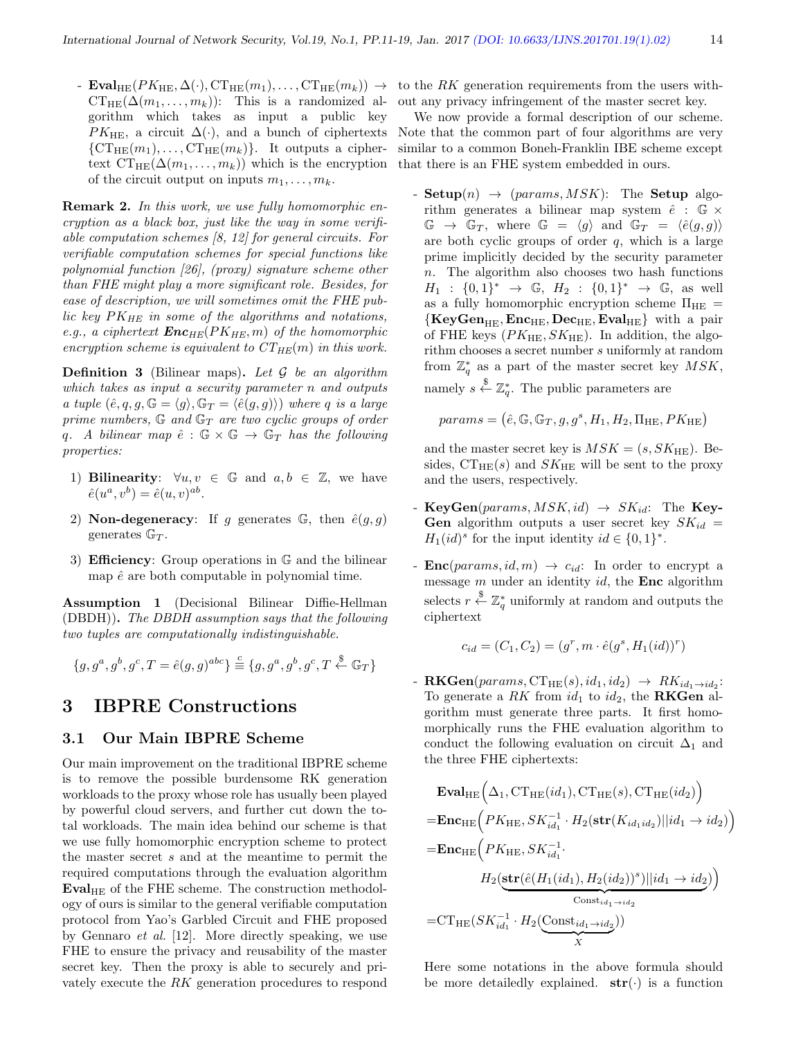- $\mathbf{Eval}_{\mathrm{HE}}(PK_{\mathrm{HE}}, \Delta(\cdot), \mathrm{CT}_{\mathrm{HE}}(m_1), \ldots, \mathrm{CT}_{\mathrm{HE}}(m_k)) \rightarrow \mathrm{CT}_{\mathrm{HE}}(\Delta(m_1, \ldots, m_k))$: This is a randomized algorithm which takes as input a public key $PK_{\mathrm{HE}}$, a circuit $\Delta(\cdot)$, and a bunch of ciphertexts $\{\mathrm{CT}_{\mathrm{HE}}(m_1), \ldots, \mathrm{CT}_{\mathrm{HE}}(m_k)\}$. It outputs a ciphertext $\mathrm{CT}_{\mathrm{HE}}(\Delta(m_1, \ldots, m_k))$ which is the encryption of the circuit output on inputs $m_1, \ldots, m_k$.

**Remark 2.** *In this work, we use fully homomorphic encryption as a black box, just like the way in some verifiable computation schemes [8, 12] for general circuits. For verifiable computation schemes for special functions like polynomial function [26], (proxy) signature scheme other than FHE might play a more significant role. Besides, for ease of description, we will sometimes omit the FHE public key $PK_{HE}$ in some of the algorithms and notations, e.g., a ciphertext $\mathbf{Enc}_{HE}(PK_{HE}, m)$ of the homomorphic encryption scheme is equivalent to $CT_{HE}(m)$ in this work.*

**Definition 3** (Bilinear maps)**.** *Let $\mathcal{G}$ be an algorithm which takes as input a security parameter $n$ and outputs a tuple $(\hat{e}, q, g, \mathbb{G} = \langle g \rangle, \mathbb{G}_T = \langle \hat{e}(g, g) \rangle)$ where $q$ is a large prime numbers, $\mathbb{G}$ and $\mathbb{G}_T$ are two cyclic groups of order $q$. A bilinear map $\hat{e} : \mathbb{G} \times \mathbb{G} \rightarrow \mathbb{G}_T$ has the following properties:*

1) **Bilinearity**: $\forall u, v \in \mathbb{G}$ and $a, b \in \mathbb{Z}$, we have $\hat{e}(u^a, v^b) = \hat{e}(u, v)^{ab}$.

2) **Non-degeneracy**: If $g$ generates $\mathbb{G}$, then $\hat{e}(g, g)$ generates $\mathbb{G}_T$.

3) **Efficiency**: Group operations in $\mathbb{G}$ and the bilinear map $\hat{e}$ are both computable in polynomial time.

**Assumption 1** (Decisional Bilinear Diffie-Hellman (DBDH))**.** *The DBDH assumption says that the following two tuples are computationally indistinguishable.*

$$\{g, g^a, g^b, g^c, T = \hat{e}(g, g)^{abc}\} \overset{c}{\equiv} \{g, g^a, g^b, g^c, T \xleftarrow{\$} \mathbb{G}_T\}$$

# 3 IBPRE Constructions

## 3.1 Our Main IBPRE Scheme

Our main improvement on the traditional IBPRE scheme is to remove the possible burdensome RK generation workloads to the proxy whose role has usually been played by powerful cloud servers, and further cut down the total workloads. The main idea behind our scheme is that we use fully homomorphic encryption scheme to protect the master secret $s$ and at the meantime to permit the required computations through the evaluation algorithm $\mathbf{Eval}_{\mathrm{HE}}$ of the FHE scheme. The construction methodology of ours is similar to the general verifiable computation protocol from Yao's Garbled Circuit and FHE proposed by Gennaro *et al.* [12]. More directly speaking, we use FHE to ensure the privacy and reusability of the master secret key. Then the proxy is able to securely and privately execute the $RK$ generation procedures to respond to the $RK$ generation requirements from the users without any privacy infringement of the master secret key.

We now provide a formal description of our scheme. Note that the common part of four algorithms are very similar to a common Boneh-Franklin IBE scheme except that there is an FHE system embedded in ours.

- $\mathbf{Setup}(n) \rightarrow (params, MSK)$: The **Setup** algorithm generates a bilinear map system $\hat{e} : \mathbb{G} \times \mathbb{G} \rightarrow \mathbb{G}_T$, where $\mathbb{G} = \langle g \rangle$ and $\mathbb{G}_T = \langle \hat{e}(g, g) \rangle$ are both cyclic groups of order $q$, which is a large prime implicitly decided by the security parameter $n$. The algorithm also chooses two hash functions $H_1 : \{0,1\}^* \rightarrow \mathbb{G}$, $H_2 : \{0,1\}^* \rightarrow \mathbb{G}$, as well as a fully homomorphic encryption scheme $\Pi_{\mathrm{HE}} = \{\mathbf{KeyGen}_{\mathrm{HE}}, \mathbf{Enc}_{\mathrm{HE}}, \mathbf{Dec}_{\mathrm{HE}}, \mathbf{Eval}_{\mathrm{HE}}\}$ with a pair of FHE keys $(PK_{\mathrm{HE}}, SK_{\mathrm{HE}})$. In addition, the algorithm chooses a secret number $s$ uniformly at random from $\mathbb{Z}_q^*$ as a part of the master secret key $MSK$, namely $s \xleftarrow{\$} \mathbb{Z}_q^*$. The public parameters are

$$params = \left(\hat{e}, \mathbb{G}, \mathbb{G}_T, g, g^s, H_1, H_2, \Pi_{\mathrm{HE}}, PK_{\mathrm{HE}}\right)$$

and the master secret key is $MSK = (s, SK_{\mathrm{HE}})$. Besides, $\mathrm{CT}_{\mathrm{HE}}(s)$ and $SK_{\mathrm{HE}}$ will be sent to the proxy and the users, respectively.

- $\mathbf{KeyGen}(params, MSK, id) \rightarrow SK_{id}$: The **KeyGen** algorithm outputs a user secret key $SK_{id} = H_1(id)^s$ for the input identity $id \in \{0,1\}^*$.

- $\mathbf{Enc}(params, id, m) \rightarrow c_{id}$: In order to encrypt a message $m$ under an identity $id$, the **Enc** algorithm selects $r \xleftarrow{\$} \mathbb{Z}_q^*$ uniformly at random and outputs the ciphertext

$$c_{id} = (C_1, C_2) = (g^r, m \cdot \hat{e}(g^s, H_1(id))^r)$$

- $\mathbf{RKGen}(params, \mathrm{CT}_{\mathrm{HE}}(s), id_1, id_2) \rightarrow RK_{id_1 \rightarrow id_2}$: To generate a $RK$ from $id_1$ to $id_2$, the **RKGen** algorithm must generate three parts. It first homomorphically runs the FHE evaluation algorithm to conduct the following evaluation on circuit $\Delta_1$ and the three FHE ciphertexts:

$$\begin{aligned}
&\mathbf{Eval}_{\mathrm{HE}}\Big(\Delta_1, \mathrm{CT}_{\mathrm{HE}}(id_1), \mathrm{CT}_{\mathrm{HE}}(s), \mathrm{CT}_{\mathrm{HE}}(id_2)\Big)\\
=&\mathbf{Enc}_{\mathrm{HE}}\Big(PK_{\mathrm{HE}}, SK_{id_1}^{-1} \cdot H_2(\mathbf{str}(K_{id_1 id_2}) || id_1 \rightarrow id_2)\Big)\\
=&\mathbf{Enc}_{\mathrm{HE}}\Big(PK_{\mathrm{HE}}, SK_{id_1}^{-1} \cdot\\
&\qquad H_2(\underbrace{\mathbf{str}(\hat{e}(H_1(id_1), H_2(id_2))^s) || id_1 \rightarrow id_2}_{\mathrm{Const}_{id_1 \rightarrow id_2}})\Big)\\
=&\mathrm{CT}_{\mathrm{HE}}(SK_{id_1}^{-1} \cdot H_2(\underbrace{\mathrm{Const}_{id_1 \rightarrow id_2}}_{X}))
\end{aligned}$$

Here some notations in the above formula should be more detailedly explained. $\mathbf{str}(\cdot)$ is a function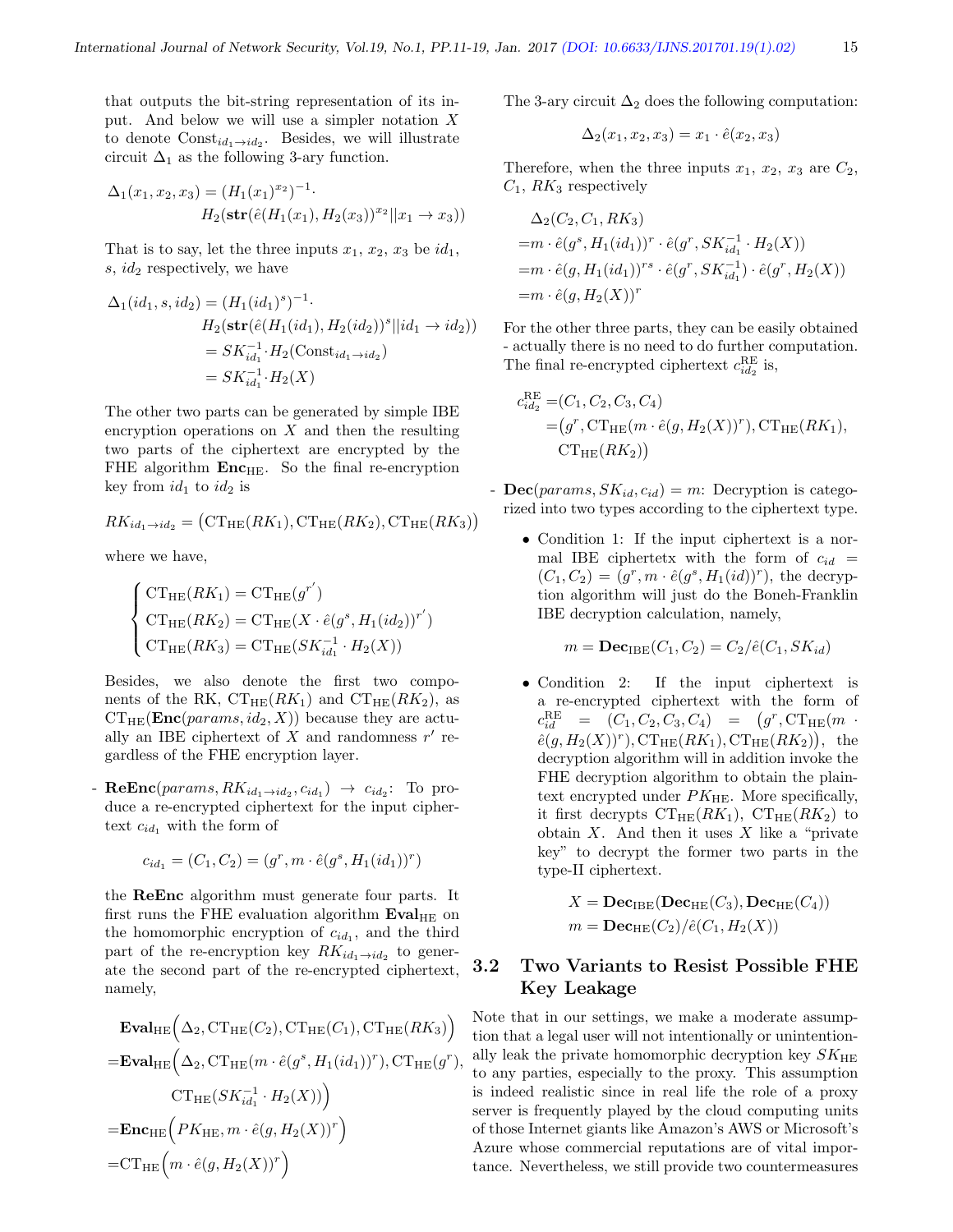that outputs the bit-string representation of its input. And below we will use a simpler notation $X$ to denote $\text{Const}_{id_1 \to id_2}$. Besides, we will illustrate circuit $\Delta_1$ as the following 3-ary function.

$$\Delta_1(x_1, x_2, x_3) = (H_1(x_1)^{x_2})^{-1} \cdot H_2(\mathbf{str}(\hat{e}(H_1(x_1), H_2(x_3))^{x_2} \| x_1 \to x_3))$$

That is to say, let the three inputs $x_1$, $x_2$, $x_3$ be $id_1$, $s$, $id_2$ respectively, we have

$$\begin{aligned}\Delta_1(id_1, s, id_2) &= (H_1(id_1)^s)^{-1} \cdot H_2(\mathbf{str}(\hat{e}(H_1(id_1), H_2(id_2))^s \| id_1 \to id_2)) \\ &= SK_{id_1}^{-1} \cdot H_2(\text{Const}_{id_1 \to id_2}) \\ &= SK_{id_1}^{-1} \cdot H_2(X)\end{aligned}$$

The other two parts can be generated by simple IBE encryption operations on $X$ and then the resulting two parts of the ciphertext are encrypted by the FHE algorithm $\mathbf{Enc}_{\text{HE}}$. So the final re-encryption key from $id_1$ to $id_2$ is

$$RK_{id_1 \to id_2} = \big(\text{CT}_{\text{HE}}(RK_1), \text{CT}_{\text{HE}}(RK_2), \text{CT}_{\text{HE}}(RK_3)\big)$$

where we have,

$$\begin{cases} \text{CT}_{\text{HE}}(RK_1) = \text{CT}_{\text{HE}}(g^{r'}) \\ \text{CT}_{\text{HE}}(RK_2) = \text{CT}_{\text{HE}}(X \cdot \hat{e}(g^s, H_1(id_2))^{r'}) \\ \text{CT}_{\text{HE}}(RK_3) = \text{CT}_{\text{HE}}(SK_{id_1}^{-1} \cdot H_2(X)) \end{cases}$$

Besides, we also denote the first two components of the RK, $\text{CT}_{\text{HE}}(RK_1)$ and $\text{CT}_{\text{HE}}(RK_2)$, as $\text{CT}_{\text{HE}}(\mathbf{Enc}(params, id_2, X))$ because they are actually an IBE ciphertext of $X$ and randomness $r'$ regardless of the FHE encryption layer.

- $\mathbf{ReEnc}(params, RK_{id_1 \to id_2}, c_{id_1}) \to c_{id_2}$: To produce a re-encrypted ciphertext for the input ciphertext $c_{id_1}$ with the form of

$$c_{id_1} = (C_1, C_2) = (g^r, m \cdot \hat{e}(g^s, H_1(id_1))^r)$$

the $\mathbf{ReEnc}$ algorithm must generate four parts. It first runs the FHE evaluation algorithm $\mathbf{Eval}_{\text{HE}}$ on the homomorphic encryption of $c_{id_1}$, and the third part of the re-encryption key $RK_{id_1 \to id_2}$ to generate the second part of the re-encrypted ciphertext, namely,

$$\begin{aligned}&\mathbf{Eval}_{\text{HE}}\Big(\Delta_2, \text{CT}_{\text{HE}}(C_2), \text{CT}_{\text{HE}}(C_1), \text{CT}_{\text{HE}}(RK_3)\Big) \\ =&\mathbf{Eval}_{\text{HE}}\Big(\Delta_2, \text{CT}_{\text{HE}}(m \cdot \hat{e}(g^s, H_1(id_1))^r), \text{CT}_{\text{HE}}(g^r), \\ &\qquad \text{CT}_{\text{HE}}(SK_{id_1}^{-1} \cdot H_2(X))\Big) \\ =&\mathbf{Enc}_{\text{HE}}\Big(PK_{\text{HE}}, m \cdot \hat{e}(g, H_2(X))^r\Big) \\ =&\text{CT}_{\text{HE}}\Big(m \cdot \hat{e}(g, H_2(X))^r\Big)\end{aligned}$$

The 3-ary circuit $\Delta_2$ does the following computation:

$$\Delta_2(x_1, x_2, x_3) = x_1 \cdot \hat{e}(x_2, x_3)$$

Therefore, when the three inputs $x_1$, $x_2$, $x_3$ are $C_2$, $C_1$, $RK_3$ respectively

$$\begin{aligned}&\Delta_2(C_2, C_1, RK_3) \\ =&m \cdot \hat{e}(g^s, H_1(id_1))^r \cdot \hat{e}(g^r, SK_{id_1}^{-1} \cdot H_2(X)) \\ =&m \cdot \hat{e}(g, H_1(id_1))^{rs} \cdot \hat{e}(g^r, SK_{id_1}^{-1}) \cdot \hat{e}(g^r, H_2(X)) \\ =&m \cdot \hat{e}(g, H_2(X))^r\end{aligned}$$

For the other three parts, they can be easily obtained - actually there is no need to do further computation. The final re-encrypted ciphertext $c_{id_2}^{\text{RE}}$ is,

$$\begin{aligned}c_{id_2}^{\text{RE}} =& (C_1, C_2, C_3, C_4) \\ =& \big(g^r, \text{CT}_{\text{HE}}(m \cdot \hat{e}(g, H_2(X))^r), \text{CT}_{\text{HE}}(RK_1), \\ & \text{CT}_{\text{HE}}(RK_2)\big)\end{aligned}$$

- $\mathbf{Dec}(params, SK_{id}, c_{id}) = m$: Decryption is categorized into two types according to the ciphertext type.

  - Condition 1: If the input ciphertext is a normal IBE ciphertetx with the form of $c_{id} = (C_1, C_2) = (g^r, m \cdot \hat{e}(g^s, H_1(id))^r)$, the decryption algorithm will just do the Boneh-Franklin IBE decryption calculation, namely,

  $$m = \mathbf{Dec}_{\text{IBE}}(C_1, C_2) = C_2 / \hat{e}(C_1, SK_{id})$$

  - Condition 2: If the input ciphertext is a re-encrypted ciphertext with the form of $c_{id}^{\text{RE}} = (C_1, C_2, C_3, C_4) = \big(g^r, \text{CT}_{\text{HE}}(m \cdot \hat{e}(g, H_2(X))^r), \text{CT}_{\text{HE}}(RK_1), \text{CT}_{\text{HE}}(RK_2)\big)$, the decryption algorithm will in addition invoke the FHE decryption algorithm to obtain the plaintext encrypted under $PK_{\text{HE}}$. More specifically, it first decrypts $\text{CT}_{\text{HE}}(RK_1)$, $\text{CT}_{\text{HE}}(RK_2)$ to obtain $X$. And then it uses $X$ like a "private key" to decrypt the former two parts in the type-II ciphertext.

  $$X = \mathbf{Dec}_{\text{IBE}}(\mathbf{Dec}_{\text{HE}}(C_3), \mathbf{Dec}_{\text{HE}}(C_4))$$
  $$m = \mathbf{Dec}_{\text{HE}}(C_2) / \hat{e}(C_1, H_2(X))$$

### 3.2 Two Variants to Resist Possible FHE Key Leakage

Note that in our settings, we make a moderate assumption that a legal user will not intentionally or unintentionally leak the private homomorphic decryption key $SK_{\text{HE}}$ to any parties, especially to the proxy. This assumption is indeed realistic since in real life the role of a proxy server is frequently played by the cloud computing units of those Internet giants like Amazon's AWS or Microsoft's Azure whose commercial reputations are of vital importance. Nevertheless, we still provide two countermeasures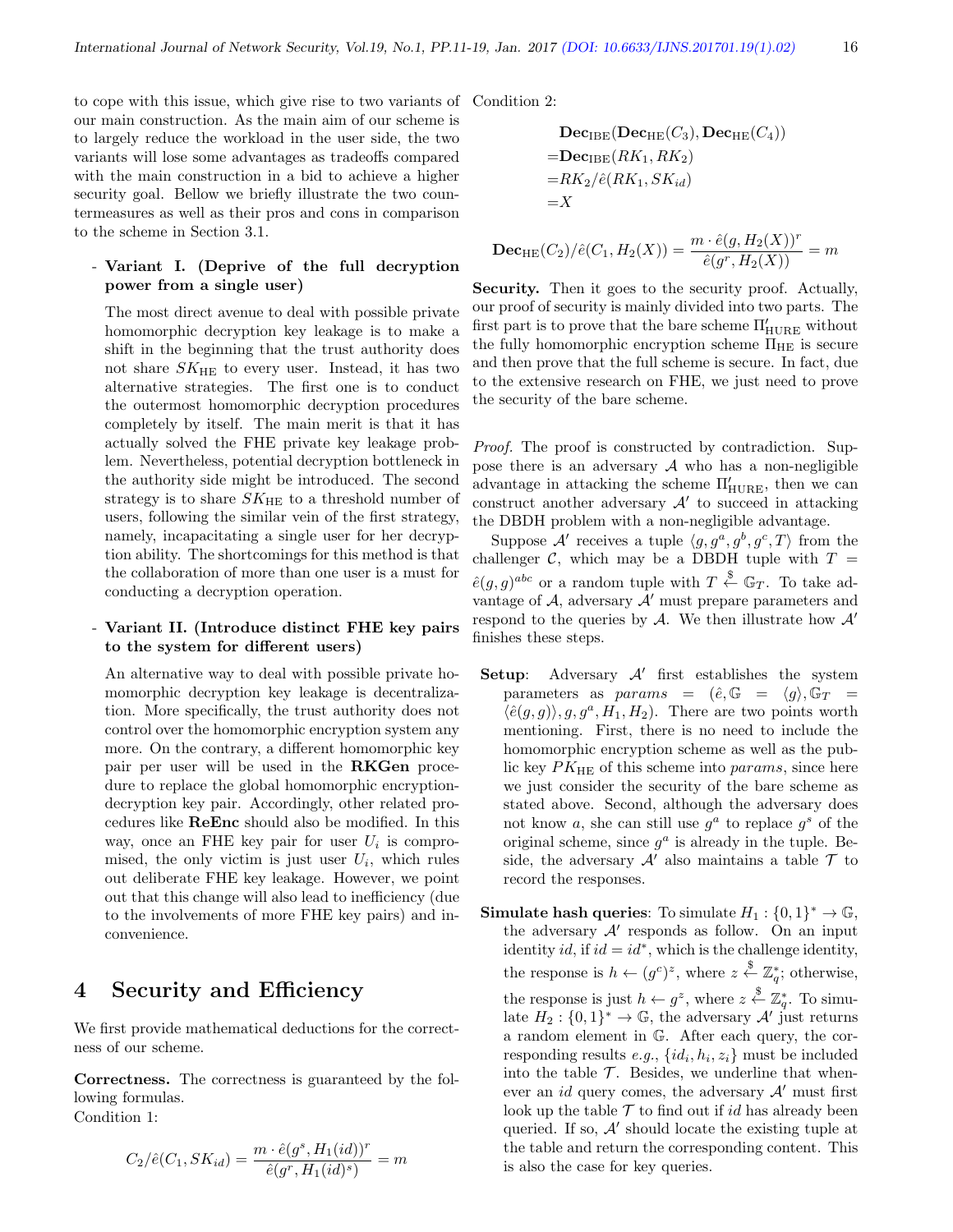to cope with this issue, which give rise to two variants of our main construction. As the main aim of our scheme is to largely reduce the workload in the user side, the two variants will lose some advantages as tradeoffs compared with the main construction in a bid to achieve a higher security goal. Bellow we briefly illustrate the two countermeasures as well as their pros and cons in comparison to the scheme in Section 3.1.

- **Variant I. (Deprive of the full decryption power from a single user)**

  The most direct avenue to deal with possible private homomorphic decryption key leakage is to make a shift in the beginning that the trust authority does not share $SK_{\text{HE}}$ to every user. Instead, it has two alternative strategies. The first one is to conduct the outermost homomorphic decryption procedures completely by itself. The main merit is that it has actually solved the FHE private key leakage problem. Nevertheless, potential decryption bottleneck in the authority side might be introduced. The second strategy is to share $SK_{\text{HE}}$ to a threshold number of users, following the similar vein of the first strategy, namely, incapacitating a single user for her decryption ability. The shortcomings for this method is that the collaboration of more than one user is a must for conducting a decryption operation.

- **Variant II. (Introduce distinct FHE key pairs to the system for different users)**

  An alternative way to deal with possible private homomorphic decryption key leakage is decentralization. More specifically, the trust authority does not control over the homomorphic encryption system any more. On the contrary, a different homomorphic key pair per user will be used in the **RKGen** procedure to replace the global homomorphic encryption-decryption key pair. Accordingly, other related procedures like **ReEnc** should also be modified. In this way, once an FHE key pair for user $U_i$ is compromised, the only victim is just user $U_i$, which rules out deliberate FHE key leakage. However, we point out that this change will also lead to inefficiency (due to the involvements of more FHE key pairs) and inconvenience.

# 4 Security and Efficiency

We first provide mathematical deductions for the correctness of our scheme.

**Correctness.** The correctness is guaranteed by the following formulas.
Condition 1:

$$C_2/\hat{e}(C_1, SK_{id}) = \frac{m \cdot \hat{e}(g^s, H_1(id))^r}{\hat{e}(g^r, H_1(id)^s)} = m$$

Condition 2:

$$\begin{aligned}
&\mathbf{Dec}_{\text{IBE}}(\mathbf{Dec}_{\text{HE}}(C_3), \mathbf{Dec}_{\text{HE}}(C_4)) \\
=&\mathbf{Dec}_{\text{IBE}}(RK_1, RK_2) \\
=&RK_2/\hat{e}(RK_1, SK_{id}) \\
=&X
\end{aligned}$$

$$\mathbf{Dec}_{\text{HE}}(C_2)/\hat{e}(C_1, H_2(X)) = \frac{m \cdot \hat{e}(g, H_2(X))^r}{\hat{e}(g^r, H_2(X))} = m$$

**Security.** Then it goes to the security proof. Actually, our proof of security is mainly divided into two parts. The first part is to prove that the bare scheme $\Pi'_{\text{HURE}}$ without the fully homomorphic encryption scheme $\Pi_{\text{HE}}$ is secure and then prove that the full scheme is secure. In fact, due to the extensive research on FHE, we just need to prove the security of the bare scheme.

*Proof.* The proof is constructed by contradiction. Suppose there is an adversary $\mathcal{A}$ who has a non-negligible advantage in attacking the scheme $\Pi'_{\text{HURE}}$, then we can construct another adversary $\mathcal{A}'$ to succeed in attacking the DBDH problem with a non-negligible advantage.

Suppose $\mathcal{A}'$ receives a tuple $\langle g, g^a, g^b, g^c, T\rangle$ from the challenger $\mathcal{C}$, which may be a DBDH tuple with $T = \hat{e}(g,g)^{abc}$ or a random tuple with $T \xleftarrow{\$} \mathbb{G}_T$. To take advantage of $\mathcal{A}$, adversary $\mathcal{A}'$ must prepare parameters and respond to the queries by $\mathcal{A}$. We then illustrate how $\mathcal{A}'$ finishes these steps.

**Setup**: Adversary $\mathcal{A}'$ first establishes the system parameters as $params = (\hat{e}, \mathbb{G} = \langle g\rangle, \mathbb{G}_T = \langle \hat{e}(g,g)\rangle, g, g^a, H_1, H_2)$. There are two points worth mentioning. First, there is no need to include the homomorphic encryption scheme as well as the public key $PK_{\text{HE}}$ of this scheme into $params$, since here we just consider the security of the bare scheme as stated above. Second, although the adversary does not know $a$, she can still use $g^a$ to replace $g^s$ of the original scheme, since $g^a$ is already in the tuple. Beside, the adversary $\mathcal{A}'$ also maintains a table $\mathcal{T}$ to record the responses.

**Simulate hash queries**: To simulate $H_1 : \{0,1\}^* \rightarrow \mathbb{G}$, the adversary $\mathcal{A}'$ responds as follow. On an input identity $id$, if $id = id^*$, which is the challenge identity, the response is $h \leftarrow (g^c)^z$, where $z \xleftarrow{\$} \mathbb{Z}_q^*$; otherwise, the response is just $h \leftarrow g^z$, where $z \xleftarrow{\$} \mathbb{Z}_q^*$. To simulate $H_2 : \{0,1\}^* \rightarrow \mathbb{G}$, the adversary $\mathcal{A}'$ just returns a random element in $\mathbb{G}$. After each query, the corresponding results *e.g.*, $\{id_i, h_i, z_i\}$ must be included into the table $\mathcal{T}$. Besides, we underline that whenever an $id$ query comes, the adversary $\mathcal{A}'$ must first look up the table $\mathcal{T}$ to find out if $id$ has already been queried. If so, $\mathcal{A}'$ should locate the existing tuple at the table and return the corresponding content. This is also the case for key queries.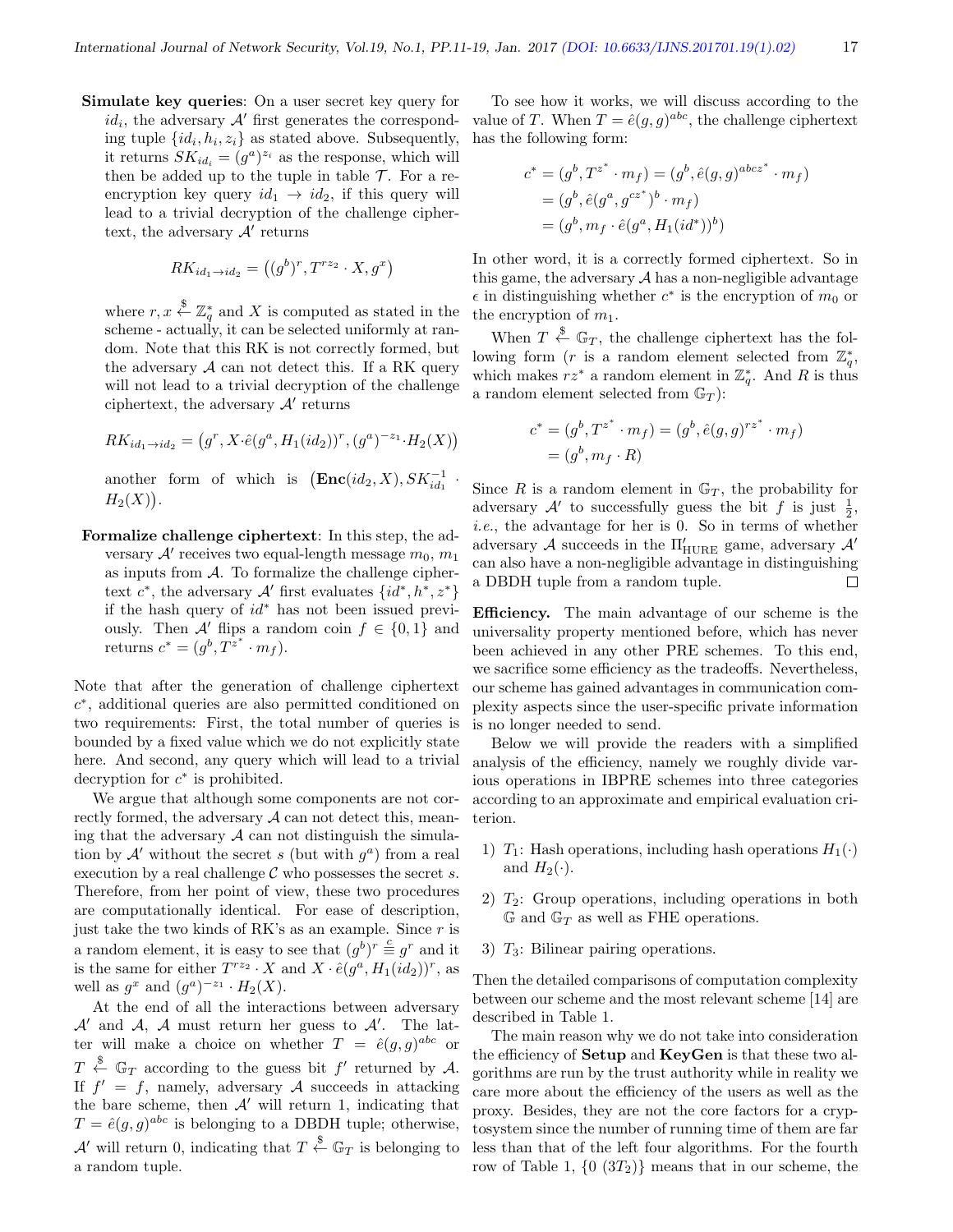- **Simulate key queries**: On a user secret key query for $id_i$, the adversary $\mathcal{A}'$ first generates the corresponding tuple $\{id_i, h_i, z_i\}$ as stated above. Subsequently, it returns $SK_{id_i} = (g^a)^{z_i}$ as the response, which will then be added up to the tuple in table $\mathcal{T}$. For a re-encryption key query $id_1 \to id_2$, if this query will lead to a trivial decryption of the challenge ciphertext, the adversary $\mathcal{A}'$ returns

$$RK_{id_1 \to id_2} = \left((g^b)^r, T^{rz_2} \cdot X, g^x\right)$$

where $r, x \xleftarrow{\$} \mathbb{Z}_q^*$ and $X$ is computed as stated in the scheme - actually, it can be selected uniformly at random. Note that this RK is not correctly formed, but the adversary $\mathcal{A}$ can not detect this. If a RK query will not lead to a trivial decryption of the challenge ciphertext, the adversary $\mathcal{A}'$ returns

$$RK_{id_1 \to id_2} = \left(g^r, X \cdot \hat{e}(g^a, H_1(id_2))^r, (g^a)^{-z_1} \cdot H_2(X)\right)$$

another form of which is $\left(\mathbf{Enc}(id_2, X), SK_{id_1}^{-1} \cdot H_2(X)\right)$.

- **Formalize challenge ciphertext**: In this step, the adversary $\mathcal{A}'$ receives two equal-length message $m_0$, $m_1$ as inputs from $\mathcal{A}$. To formalize the challenge ciphertext $c^*$, the adversary $\mathcal{A}'$ first evaluates $\{id^*, h^*, z^*\}$ if the hash query of $id^*$ has not been issued previously. Then $\mathcal{A}'$ flips a random coin $f \in \{0, 1\}$ and returns $c^* = (g^b, T^{z^*} \cdot m_f)$.

Note that after the generation of challenge ciphertext $c^*$, additional queries are also permitted conditioned on two requirements: First, the total number of queries is bounded by a fixed value which we do not explicitly state here. And second, any query which will lead to a trivial decryption for $c^*$ is prohibited.

We argue that although some components are not correctly formed, the adversary $\mathcal{A}$ can not detect this, meaning that the adversary $\mathcal{A}$ can not distinguish the simulation by $\mathcal{A}'$ without the secret $s$ (but with $g^a$) from a real execution by a real challenge $\mathcal{C}$ who possesses the secret $s$. Therefore, from her point of view, these two procedures are computationally identical. For ease of description, just take the two kinds of RK's as an example. Since $r$ is a random element, it is easy to see that $(g^b)^r \stackrel{c}{\equiv} g^r$ and it is the same for either $T^{rz_2} \cdot X$ and $X \cdot \hat{e}(g^a, H_1(id_2))^r$, as well as $g^x$ and $(g^a)^{-z_1} \cdot H_2(X)$.

At the end of all the interactions between adversary $\mathcal{A}'$ and $\mathcal{A}$, $\mathcal{A}$ must return her guess to $\mathcal{A}'$. The latter will make a choice on whether $T = \hat{e}(g, g)^{abc}$ or $T \xleftarrow{\$} \mathbb{G}_T$ according to the guess bit $f'$ returned by $\mathcal{A}$. If $f' = f$, namely, adversary $\mathcal{A}$ succeeds in attacking the bare scheme, then $\mathcal{A}'$ will return 1, indicating that $T = \hat{e}(g, g)^{abc}$ is belonging to a DBDH tuple; otherwise, $\mathcal{A}'$ will return 0, indicating that $T \xleftarrow{\$} \mathbb{G}_T$ is belonging to a random tuple.

To see how it works, we will discuss according to the value of $T$. When $T = \hat{e}(g, g)^{abc}$, the challenge ciphertext has the following form:

$$\begin{aligned} c^* &= (g^b, T^{z^*} \cdot m_f) = (g^b, \hat{e}(g, g)^{abcz^*} \cdot m_f) \\ &= (g^b, \hat{e}(g^a, g^{cz^*})^b \cdot m_f) \\ &= (g^b, m_f \cdot \hat{e}(g^a, H_1(id^*))^b) \end{aligned}$$

In other word, it is a correctly formed ciphertext. So in this game, the adversary $\mathcal{A}$ has a non-negligible advantage $\epsilon$ in distinguishing whether $c^*$ is the encryption of $m_0$ or the encryption of $m_1$.

When $T \xleftarrow{\$} \mathbb{G}_T$, the challenge ciphertext has the following form ($r$ is a random element selected from $\mathbb{Z}_q^*$, which makes $rz^*$ a random element in $\mathbb{Z}_q^*$. And $R$ is thus a random element selected from $\mathbb{G}_T$):

$$\begin{aligned} c^* &= (g^b, T^{z^*} \cdot m_f) = (g^b, \hat{e}(g, g)^{rz^*} \cdot m_f) \\ &= (g^b, m_f \cdot R) \end{aligned}$$

Since $R$ is a random element in $\mathbb{G}_T$, the probability for adversary $\mathcal{A}'$ to successfully guess the bit $f$ is just $\frac{1}{2}$, *i.e.*, the advantage for her is 0. So in terms of whether adversary $\mathcal{A}$ succeeds in the $\Pi'_{\text{HURE}}$ game, adversary $\mathcal{A}'$ can also have a non-negligible advantage in distinguishing a DBDH tuple from a random tuple. $\square$

**Efficiency.** The main advantage of our scheme is the universality property mentioned before, which has never been achieved in any other PRE schemes. To this end, we sacrifice some efficiency as the tradeoffs. Nevertheless, our scheme has gained advantages in communication complexity aspects since the user-specific private information is no longer needed to send.

Below we will provide the readers with a simplified analysis of the efficiency, namely we roughly divide various operations in IBPRE schemes into three categories according to an approximate and empirical evaluation criterion.

1) $T_1$: Hash operations, including hash operations $H_1(\cdot)$ and $H_2(\cdot)$.

2) $T_2$: Group operations, including operations in both $\mathbb{G}$ and $\mathbb{G}_T$ as well as FHE operations.

3) $T_3$: Bilinear pairing operations.

Then the detailed comparisons of computation complexity between our scheme and the most relevant scheme [14] are described in Table 1.

The main reason why we do not take into consideration the efficiency of **Setup** and **KeyGen** is that these two algorithms are run by the trust authority while in reality we care more about the efficiency of the users as well as the proxy. Besides, they are not the core factors for a cryptosystem since the number of running time of them are far less than that of the left four algorithms. For the fourth row of Table 1, $\{0\ (3T_2)\}$ means that in our scheme, the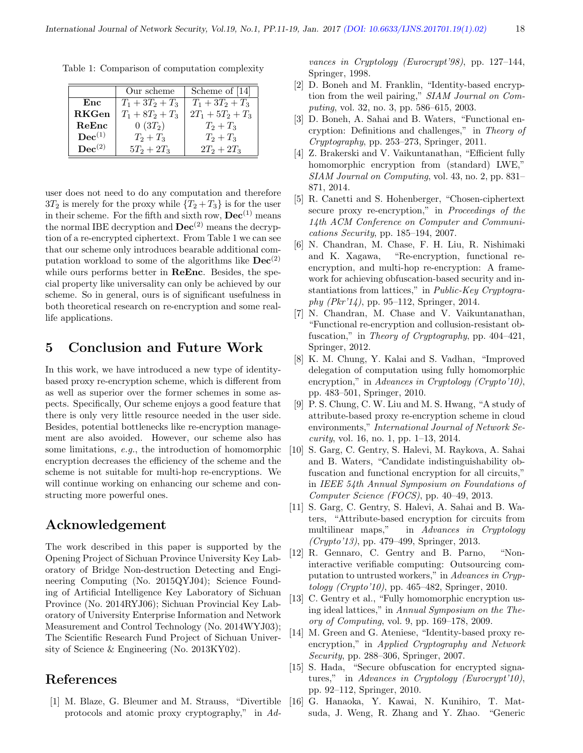Table 1: Comparison of computation complexity

| | Our scheme | Scheme of [14] |
|---|---|---|
| **Enc** | $T_1 + 3T_2 + T_3$ | $T_1 + 3T_2 + T_3$ |
| **RKGen** | $T_1 + 8T_2 + T_3$ | $2T_1 + 5T_2 + T_3$ |
| **ReEnc** | $0\ (3T_2)$ | $T_2 + T_3$ |
| $\mathbf{Dec}^{(1)}$ | $T_2 + T_3$ | $T_2 + T_3$ |
| $\mathbf{Dec}^{(2)}$ | $5T_2 + 2T_3$ | $2T_2 + 2T_3$ |

user does not need to do any computation and therefore $3T_2$ is merely for the proxy while $\{T_2 + T_3\}$ is for the user in their scheme. For the fifth and sixth row, $\mathbf{Dec}^{(1)}$ means the normal IBE decryption and $\mathbf{Dec}^{(2)}$ means the decryption of a re-encrypted ciphertext. From Table 1 we can see that our scheme only introduces bearable additional computation workload to some of the algorithms like $\mathbf{Dec}^{(2)}$ while ours performs better in **ReEnc**. Besides, the special property like universality can only be achieved by our scheme. So in general, ours is of significant usefulness in both theoretical research on re-encryption and some real-life applications.

## 5 Conclusion and Future Work

In this work, we have introduced a new type of identity-based proxy re-encryption scheme, which is different from as well as superior over the former schemes in some aspects. Specifically, Our scheme enjoys a good feature that there is only very little resource needed in the user side. Besides, potential bottlenecks like re-encryption management are also avoided. However, our scheme also has some limitations, *e.g.*, the introduction of homomorphic encryption decreases the efficiency of the scheme and the scheme is not suitable for multi-hop re-encryptions. We will continue working on enhancing our scheme and constructing more powerful ones.

## Acknowledgement

The work described in this paper is supported by the Opening Project of Sichuan Province University Key Laboratory of Bridge Non-destruction Detecting and Engineering Computing (No. 2015QYJ04); Science Founding of Artificial Intelligence Key Laboratory of Sichuan Province (No. 2014RYJ06); Sichuan Provincial Key Laboratory of University Enterprise Information and Network Measurement and Control Technology (No. 2014WYJ03); The Scientific Research Fund Project of Sichuan University of Science & Engineering (No. 2013KY02).

## References

[1] M. Blaze, G. Bleumer and M. Strauss, "Divertible protocols and atomic proxy cryptography," in *Advances in Cryptology (Eurocrypt'98)*, pp. 127–144, Springer, 1998.

[2] D. Boneh and M. Franklin, "Identity-based encryption from the weil pairing," *SIAM Journal on Computing*, vol. 32, no. 3, pp. 586–615, 2003.

[3] D. Boneh, A. Sahai and B. Waters, "Functional encryption: Definitions and challenges," in *Theory of Cryptography*, pp. 253–273, Springer, 2011.

[4] Z. Brakerski and V. Vaikuntanathan, "Efficient fully homomorphic encryption from (standard) LWE," *SIAM Journal on Computing*, vol. 43, no. 2, pp. 831–871, 2014.

[5] R. Canetti and S. Hohenberger, "Chosen-ciphertext secure proxy re-encryption," in *Proceedings of the 14th ACM Conference on Computer and Communications Security*, pp. 185–194, 2007.

[6] N. Chandran, M. Chase, F. H. Liu, R. Nishimaki and K. Xagawa, "Re-encryption, functional re-encryption, and multi-hop re-encryption: A framework for achieving obfuscation-based security and instantiations from lattices," in *Public-Key Cryptography (Pkr'14)*, pp. 95–112, Springer, 2014.

[7] N. Chandran, M. Chase and V. Vaikuntanathan, "Functional re-encryption and collusion-resistant obfuscation," in *Theory of Cryptography*, pp. 404–421, Springer, 2012.

[8] K. M. Chung, Y. Kalai and S. Vadhan, "Improved delegation of computation using fully homomorphic encryption," in *Advances in Cryptology (Crypto'10)*, pp. 483–501, Springer, 2010.

[9] P. S. Chung, C. W. Liu and M. S. Hwang, "A study of attribute-based proxy re-encryption scheme in cloud environments," *International Journal of Network Security*, vol. 16, no. 1, pp. 1–13, 2014.

[10] S. Garg, C. Gentry, S. Halevi, M. Raykova, A. Sahai and B. Waters, "Candidate indistinguishability obfuscation and functional encryption for all circuits," in *IEEE 54th Annual Symposium on Foundations of Computer Science (FOCS)*, pp. 40–49, 2013.

[11] S. Garg, C. Gentry, S. Halevi, A. Sahai and B. Waters, "Attribute-based encryption for circuits from multilinear maps," in *Advances in Cryptology (Crypto'13)*, pp. 479–499, Springer, 2013.

[12] R. Gennaro, C. Gentry and B. Parno, "Non-interactive verifiable computing: Outsourcing computation to untrusted workers," in *Advances in Cryptology (Crypto'10)*, pp. 465–482, Springer, 2010.

[13] C. Gentry et al., "Fully homomorphic encryption using ideal lattices," in *Annual Symposium on the Theory of Computing*, vol. 9, pp. 169–178, 2009.

[14] M. Green and G. Ateniese, "Identity-based proxy re-encryption," in *Applied Cryptography and Network Security*, pp. 288–306, Springer, 2007.

[15] S. Hada, "Secure obfuscation for encrypted signatures," in *Advances in Cryptology (Eurocrypt'10)*, pp. 92–112, Springer, 2010.

[16] G. Hanaoka, Y. Kawai, N. Kunihiro, T. Matsuda, J. Weng, R. Zhang and Y. Zhao. "Generic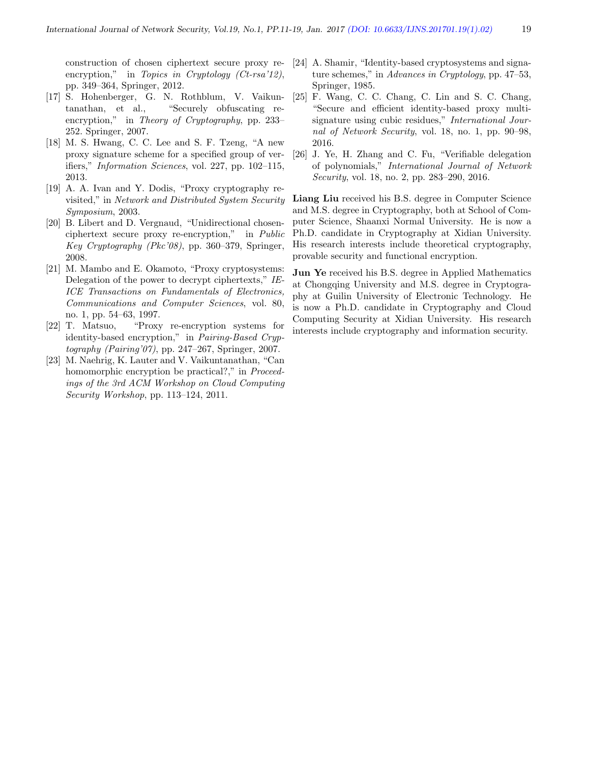construction of chosen ciphertext secure proxy re-encryption," in *Topics in Cryptology (Ct-rsa'12)*, pp. 349–364, Springer, 2012.

[17] S. Hohenberger, G. N. Rothblum, V. Vaikuntanathan, et al., "Securely obfuscating re-encryption," in *Theory of Cryptography*, pp. 233–252. Springer, 2007.

[18] M. S. Hwang, C. C. Lee and S. F. Tzeng, "A new proxy signature scheme for a specified group of verifiers," *Information Sciences*, vol. 227, pp. 102–115, 2013.

[19] A. A. Ivan and Y. Dodis, "Proxy cryptography revisited," in *Network and Distributed System Security Symposium*, 2003.

[20] B. Libert and D. Vergnaud, "Unidirectional chosen-ciphertext secure proxy re-encryption," in *Public Key Cryptography (Pkc'08)*, pp. 360–379, Springer, 2008.

[21] M. Mambo and E. Okamoto, "Proxy cryptosystems: Delegation of the power to decrypt ciphertexts," *IEICE Transactions on Fundamentals of Electronics, Communications and Computer Sciences*, vol. 80, no. 1, pp. 54–63, 1997.

[22] T. Matsuo, "Proxy re-encryption systems for identity-based encryption," in *Pairing-Based Cryptography (Pairing'07)*, pp. 247–267, Springer, 2007.

[23] M. Naehrig, K. Lauter and V. Vaikuntanathan, "Can homomorphic encryption be practical?," in *Proceedings of the 3rd ACM Workshop on Cloud Computing Security Workshop*, pp. 113–124, 2011.

[24] A. Shamir, "Identity-based cryptosystems and signature schemes," in *Advances in Cryptology*, pp. 47–53, Springer, 1985.

[25] F. Wang, C. C. Chang, C. Lin and S. C. Chang, "Secure and efficient identity-based proxy multi-signature using cubic residues," *International Journal of Network Security*, vol. 18, no. 1, pp. 90–98, 2016.

[26] J. Ye, H. Zhang and C. Fu, "Verifiable delegation of polynomials," *International Journal of Network Security*, vol. 18, no. 2, pp. 283–290, 2016.

**Liang Liu** received his B.S. degree in Computer Science and M.S. degree in Cryptography, both at School of Computer Science, Shaanxi Normal University. He is now a Ph.D. candidate in Cryptography at Xidian University. His research interests include theoretical cryptography, provable security and functional encryption.

**Jun Ye** received his B.S. degree in Applied Mathematics at Chongqing University and M.S. degree in Cryptography at Guilin University of Electronic Technology. He is now a Ph.D. candidate in Cryptography and Cloud Computing Security at Xidian University. His research interests include cryptography and information security.